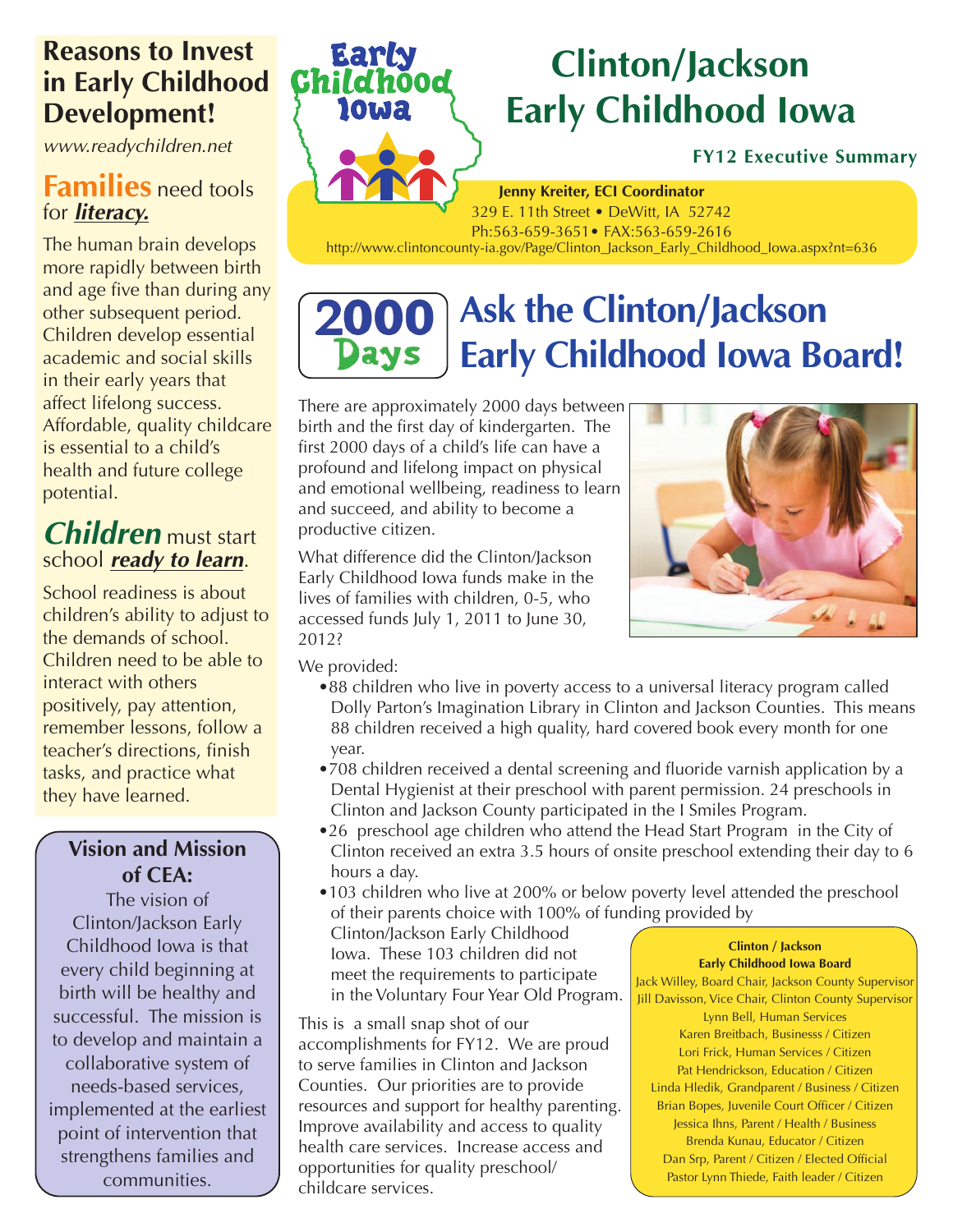# Clinton/Jackson Early Childhood Iowa

**FY12 Executive Summary**

**Jenny Kreiter, ECI Coordinator**
329 E. 11th Street • DeWitt, IA 52742
Ph:563-659-3651• FAX:563-659-2616
http://www.clintoncounty-ia.gov/Page/Clinton_Jackson_Early_Childhood_Iowa.aspx?nt=636

## Reasons to Invest in Early Childhood Development!

*www.readychildren.net*

### Families need tools for ***literacy.***

The human brain develops more rapidly between birth and age five than during any other subsequent period. Children develop essential academic and social skills in their early years that affect lifelong success. Affordable, quality childcare is essential to a child's health and future college potential.

### *Children* must start school ***ready to learn***.

School readiness is about children's ability to adjust to the demands of school. Children need to be able to interact with others positively, pay attention, remember lessons, follow a teacher's directions, finish tasks, and practice what they have learned.

### Vision and Mission of CEA:

The vision of Clinton/Jackson Early Childhood Iowa is that every child beginning at birth will be healthy and successful. The mission is to develop and maintain a collaborative system of needs-based services, implemented at the earliest point of intervention that strengthens families and communities.

## 2000 Days — Ask the Clinton/Jackson Early Childhood Iowa Board!

There are approximately 2000 days between birth and the first day of kindergarten. The first 2000 days of a child's life can have a profound and lifelong impact on physical and emotional wellbeing, readiness to learn and succeed, and ability to become a productive citizen.

What difference did the Clinton/Jackson Early Childhood Iowa funds make in the lives of families with children, 0-5, who accessed funds July 1, 2011 to June 30, 2012?

We provided:

- 88 children who live in poverty access to a universal literacy program called Dolly Parton's Imagination Library in Clinton and Jackson Counties. This means 88 children received a high quality, hard covered book every month for one year.
- 708 children received a dental screening and fluoride varnish application by a Dental Hygienist at their preschool with parent permission. 24 preschools in Clinton and Jackson County participated in the I Smiles Program.
- 26 preschool age children who attend the Head Start Program in the City of Clinton received an extra 3.5 hours of onsite preschool extending their day to 6 hours a day.
- 103 children who live at 200% or below poverty level attended the preschool of their parents choice with 100% of funding provided by Clinton/Jackson Early Childhood Iowa. These 103 children did not meet the requirements to participate in the Voluntary Four Year Old Program.

This is a small snap shot of our accomplishments for FY12. We are proud to serve families in Clinton and Jackson Counties. Our priorities are to provide resources and support for healthy parenting. Improve availability and access to quality health care services. Increase access and opportunities for quality preschool/childcare services.

**Clinton / Jackson Early Childhood Iowa Board**

Jack Willey, Board Chair, Jackson County Supervisor
Jill Davisson, Vice Chair, Clinton County Supervisor
Lynn Bell, Human Services
Karen Breitbach, Businesss / Citizen
Lori Frick, Human Services / Citizen
Pat Hendrickson, Education / Citizen
Linda Hledik, Grandparent / Business / Citizen
Brian Bopes, Juvenile Court Officer / Citizen
Jessica Ihns, Parent / Health / Business
Brenda Kunau, Educator / Citizen
Dan Srp, Parent / Citizen / Elected Official
Pastor Lynn Thiede, Faith leader / Citizen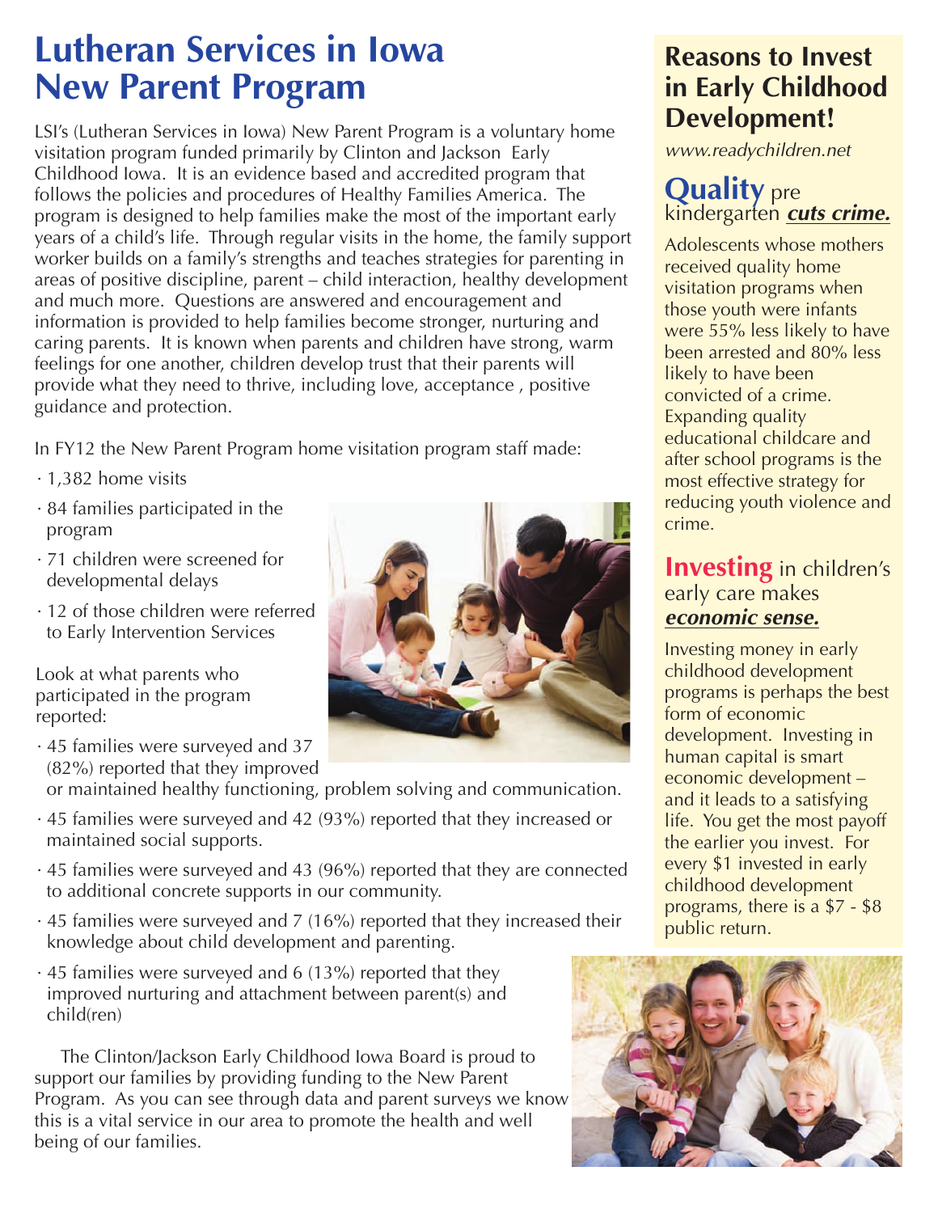# Lutheran Services in Iowa New Parent Program

LSI's (Lutheran Services in Iowa) New Parent Program is a voluntary home visitation program funded primarily by Clinton and Jackson Early Childhood Iowa. It is an evidence based and accredited program that follows the policies and procedures of Healthy Families America. The program is designed to help families make the most of the important early years of a child's life. Through regular visits in the home, the family support worker builds on a family's strengths and teaches strategies for parenting in areas of positive discipline, parent – child interaction, healthy development and much more. Questions are answered and encouragement and information is provided to help families become stronger, nurturing and caring parents. It is known when parents and children have strong, warm feelings for one another, children develop trust that their parents will provide what they need to thrive, including love, acceptance , positive guidance and protection.

In FY12 the New Parent Program home visitation program staff made:

- 1,382 home visits
- 84 families participated in the program
- 71 children were screened for developmental delays
- 12 of those children were referred to Early Intervention Services

Look at what parents who participated in the program reported:

- 45 families were surveyed and 37 (82%) reported that they improved or maintained healthy functioning, problem solving and communication.
- 45 families were surveyed and 42 (93%) reported that they increased or maintained social supports.
- 45 families were surveyed and 43 (96%) reported that they are connected to additional concrete supports in our community.
- 45 families were surveyed and 7 (16%) reported that they increased their knowledge about child development and parenting.
- 45 families were surveyed and 6 (13%) reported that they improved nurturing and attachment between parent(s) and child(ren)

The Clinton/Jackson Early Childhood Iowa Board is proud to support our families by providing funding to the New Parent Program. As you can see through data and parent surveys we know this is a vital service in our area to promote the health and well being of our families.

## Reasons to Invest in Early Childhood Development!

*www.readychildren.net*

### **Quality** pre kindergarten ***cuts crime.***

Adolescents whose mothers received quality home visitation programs when those youth were infants were 55% less likely to have been arrested and 80% less likely to have been convicted of a crime. Expanding quality educational childcare and after school programs is the most effective strategy for reducing youth violence and crime.

### **Investing** in children's early care makes ***economic sense.***

Investing money in early childhood development programs is perhaps the best form of economic development. Investing in human capital is smart economic development – and it leads to a satisfying life. You get the most payoff the earlier you invest. For every $1 invested in early childhood development programs, there is a $7 - $8 public return.